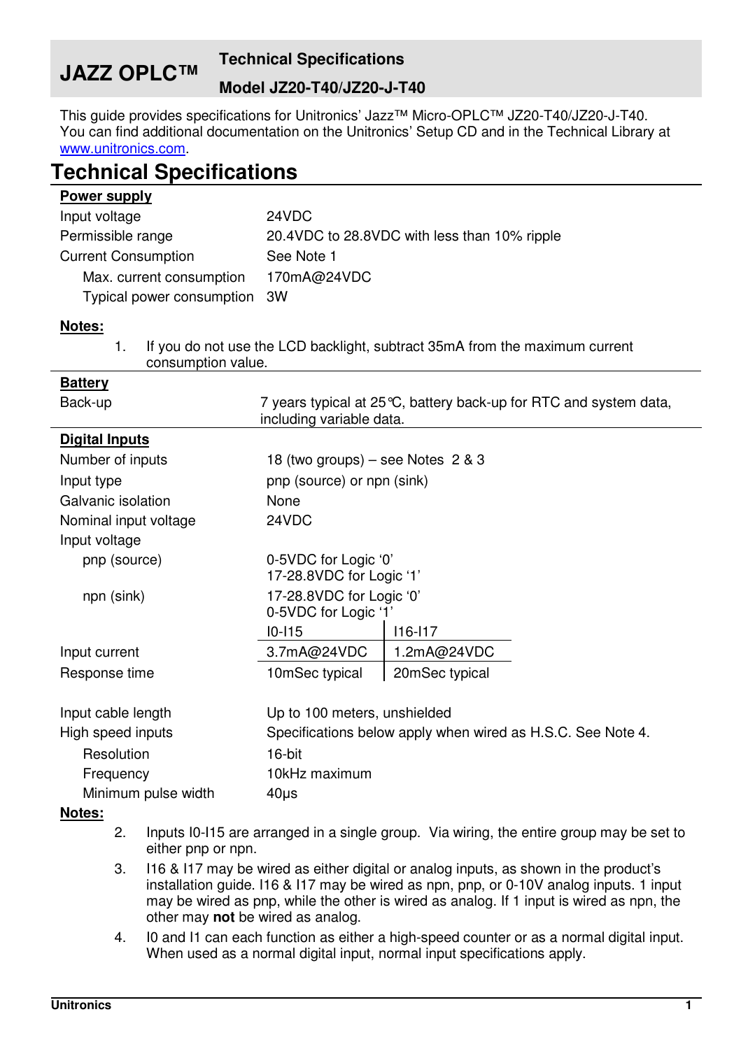# JAZZ OPLC™

## Technical Specifications

## Model JZ20-T40/JZ20-J-T40

This guide provides specifications for Unitronics' Jazz™ Micro-OPLC™ JZ20-T40/JZ20-J-T40. You can find additional documentation on the Unitronics' Setup CD and in the Technical Library at [www.unitronics.com](http://www.unitronics.com).

# Technical Specifications

**Power supply**

| | |
|---|---|
| Input voltage | 24VDC |
| Permissible range | 20.4VDC to 28.8VDC with less than 10% ripple |
| Current Consumption | See Note 1 |
| Max. current consumption | 170mA@24VDC |
| Typical power consumption | 3W |

**Notes:**

1. If you do not use the LCD backlight, subtract 35mA from the maximum current consumption value.

**Battery**

| | |
|---|---|
| Back-up | 7 years typical at 25°C, battery back-up for RTC and system data, including variable data. |

**Digital Inputs**

| | | |
|---|---|---|
| Number of inputs | 18 (two groups) – see Notes 2 & 3 | |
| Input type | pnp (source) or npn (sink) | |
| Galvanic isolation | None | |
| Nominal input voltage | 24VDC | |
| Input voltage | | |
| pnp (source) | 0-5VDC for Logic '0'<br>17-28.8VDC for Logic '1' | |
| npn (sink) | 17-28.8VDC for Logic '0'<br>0-5VDC for Logic '1' | |
| | I0-I15 | I16-I17 |
| Input current | 3.7mA@24VDC | 1.2mA@24VDC |
| Response time | 10mSec typical | 20mSec typical |
| Input cable length | Up to 100 meters, unshielded | |
| High speed inputs | Specifications below apply when wired as H.S.C. See Note 4. | |
| Resolution | 16-bit | |
| Frequency | 10kHz maximum | |
| Minimum pulse width | 40μs | |

**Notes:**

2. Inputs I0-I15 are arranged in a single group. Via wiring, the entire group may be set to either pnp or npn.
3. I16 & I17 may be wired as either digital or analog inputs, as shown in the product's installation guide. I16 & I17 may be wired as npn, pnp, or 0-10V analog inputs. 1 input may be wired as pnp, while the other is wired as analog. If 1 input is wired as npn, the other may **not** be wired as analog.
4. I0 and I1 can each function as either a high-speed counter or as a normal digital input. When used as a normal digital input, normal input specifications apply.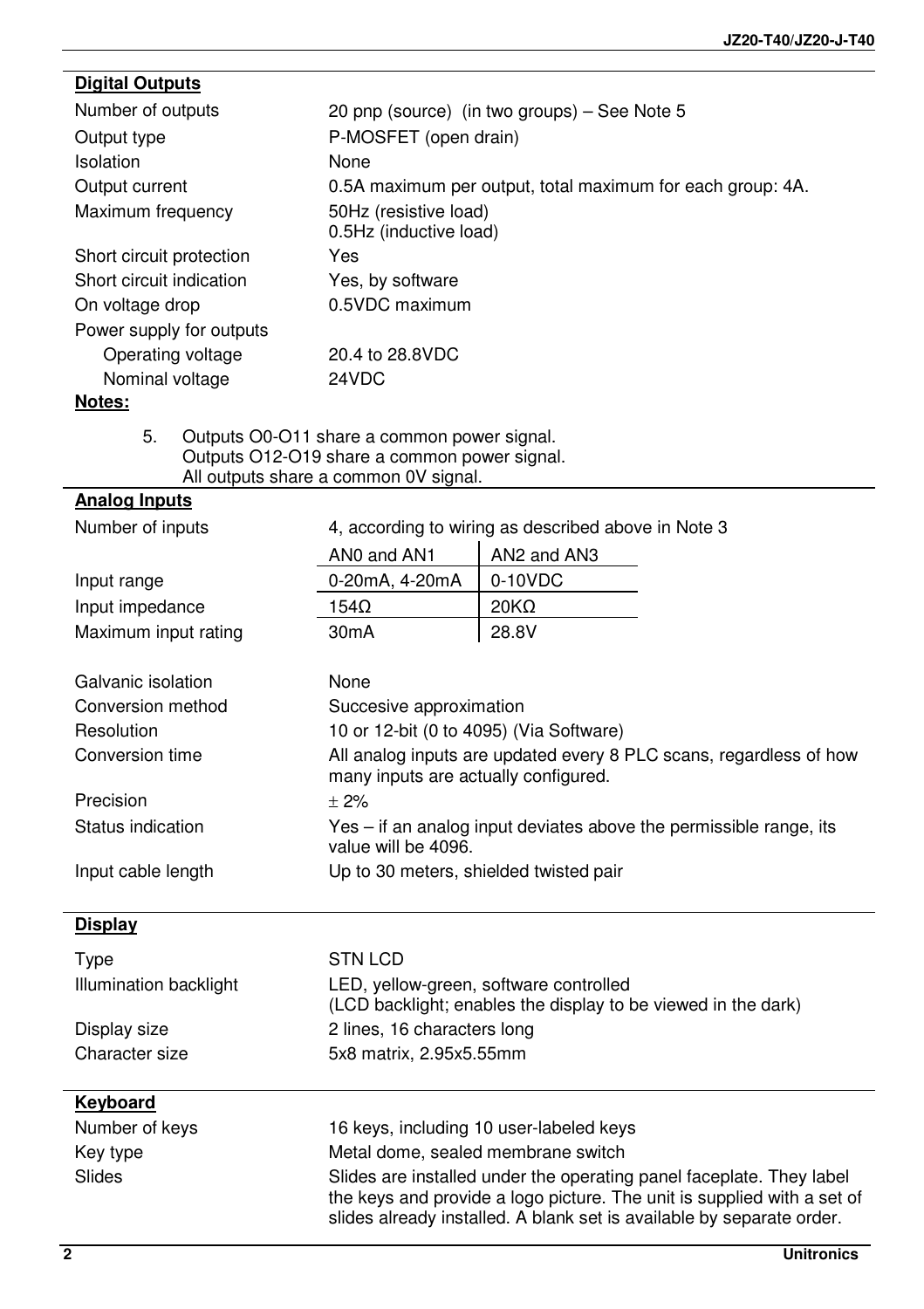## Digital Outputs

| | |
|---|---|
| Number of outputs | 20 pnp (source) (in two groups) – See Note 5 |
| Output type | P-MOSFET (open drain) |
| Isolation | None |
| Output current | 0.5A maximum per output, total maximum for each group: 4A. |
| Maximum frequency | 50Hz (resistive load)<br>0.5Hz (inductive load) |
| Short circuit protection | Yes |
| Short circuit indication | Yes, by software |
| On voltage drop | 0.5VDC maximum |
| Power supply for outputs | |
| Operating voltage | 20.4 to 28.8VDC |
| Nominal voltage | 24VDC |

**Notes:**

5. Outputs O0-O11 share a common power signal.
   Outputs O12-O19 share a common power signal.
   All outputs share a common 0V signal.

## Analog Inputs

Number of inputs: 4, according to wiring as described above in Note 3

| | AN0 and AN1 | AN2 and AN3 |
|---|---|---|
| Input range | 0-20mA, 4-20mA | 0-10VDC |
| Input impedance | 154Ω | 20KΩ |
| Maximum input rating | 30mA | 28.8V |

| | |
|---|---|
| Galvanic isolation | None |
| Conversion method | Succesive approximation |
| Resolution | 10 or 12-bit (0 to 4095) (Via Software) |
| Conversion time | All analog inputs are updated every 8 PLC scans, regardless of how many inputs are actually configured. |
| Precision | ± 2% |
| Status indication | Yes – if an analog input deviates above the permissible range, its value will be 4096. |
| Input cable length | Up to 30 meters, shielded twisted pair |

## Display

| | |
|---|---|
| Type | STN LCD |
| Illumination backlight | LED, yellow-green, software controlled<br>(LCD backlight; enables the display to be viewed in the dark) |
| Display size | 2 lines, 16 characters long |
| Character size | 5x8 matrix, 2.95x5.55mm |

## Keyboard

| | |
|---|---|
| Number of keys | 16 keys, including 10 user-labeled keys |
| Key type | Metal dome, sealed membrane switch |
| Slides | Slides are installed under the operating panel faceplate. They label the keys and provide a logo picture. The unit is supplied with a set of slides already installed. A blank set is available by separate order. |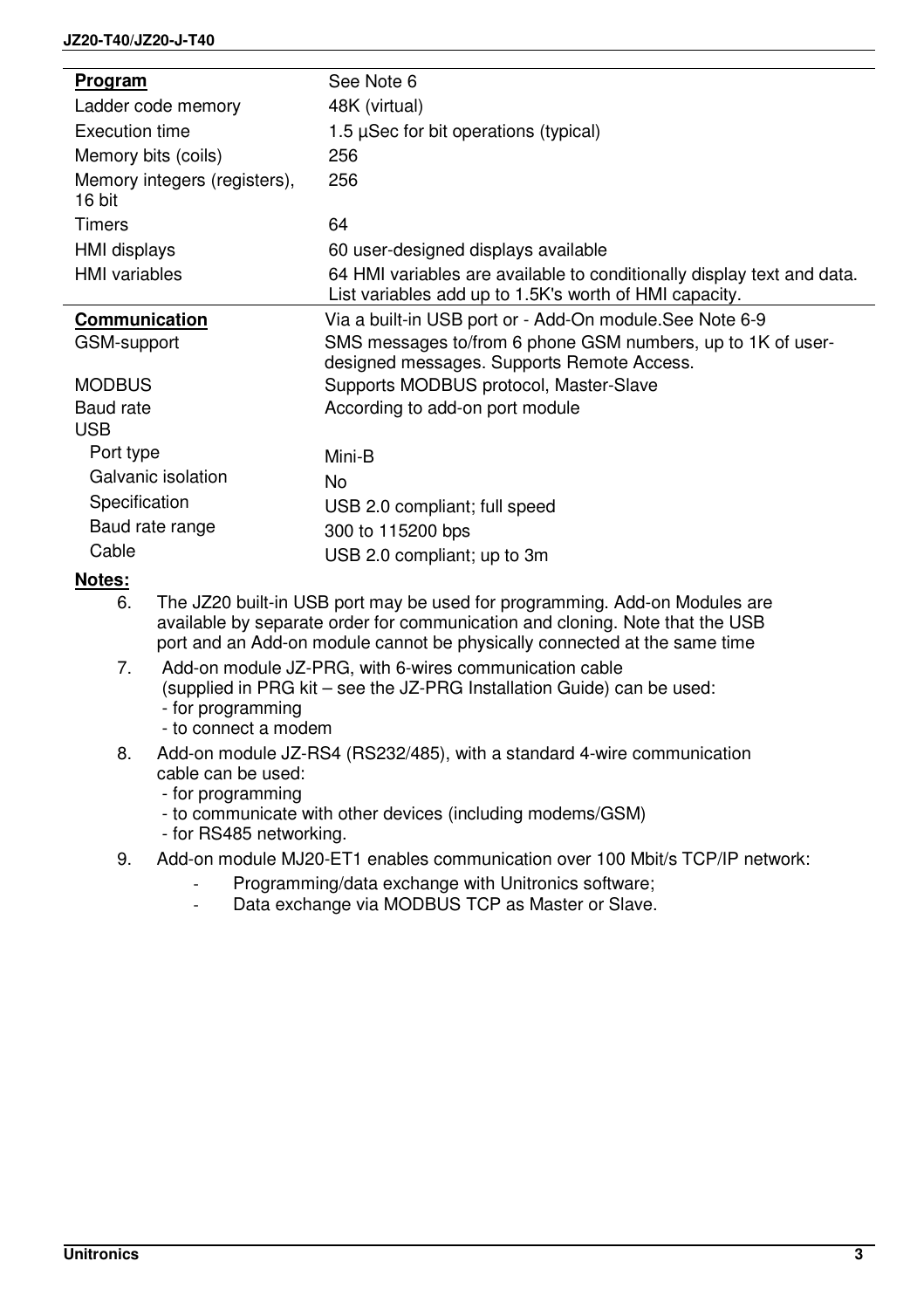| **Program** | See Note 6 |
|---|---|
| Ladder code memory | 48K (virtual) |
| Execution time | 1.5 µSec for bit operations (typical) |
| Memory bits (coils) | 256 |
| Memory integers (registers), 16 bit | 256 |
| Timers | 64 |
| HMI displays | 60 user-designed displays available |
| HMI variables | 64 HMI variables are available to conditionally display text and data. List variables add up to 1.5K's worth of HMI capacity. |
| **Communication** | Via a built-in USB port or - Add-On module.See Note 6-9 |
| GSM-support | SMS messages to/from 6 phone GSM numbers, up to 1K of user-designed messages. Supports Remote Access. |
| MODBUS | Supports MODBUS protocol, Master-Slave |
| Baud rate | According to add-on port module |
| USB | |
| Port type | Mini-B |
| Galvanic isolation | No |
| Specification | USB 2.0 compliant; full speed |
| Baud rate range | 300 to 115200 bps |
| Cable | USB 2.0 compliant; up to 3m |

**Notes:**

6. The JZ20 built-in USB port may be used for programming. Add-on Modules are available by separate order for communication and cloning. Note that the USB port and an Add-on module cannot be physically connected at the same time
7. Add-on module JZ-PRG, with 6-wires communication cable (supplied in PRG kit – see the JZ-PRG Installation Guide) can be used:
   - for programming
   - to connect a modem
8. Add-on module JZ-RS4 (RS232/485), with a standard 4-wire communication cable can be used:
   - for programming
   - to communicate with other devices (including modems/GSM)
   - for RS485 networking.
9. Add-on module MJ20-ET1 enables communication over 100 Mbit/s TCP/IP network:
   - Programming/data exchange with Unitronics software;
   - Data exchange via MODBUS TCP as Master or Slave.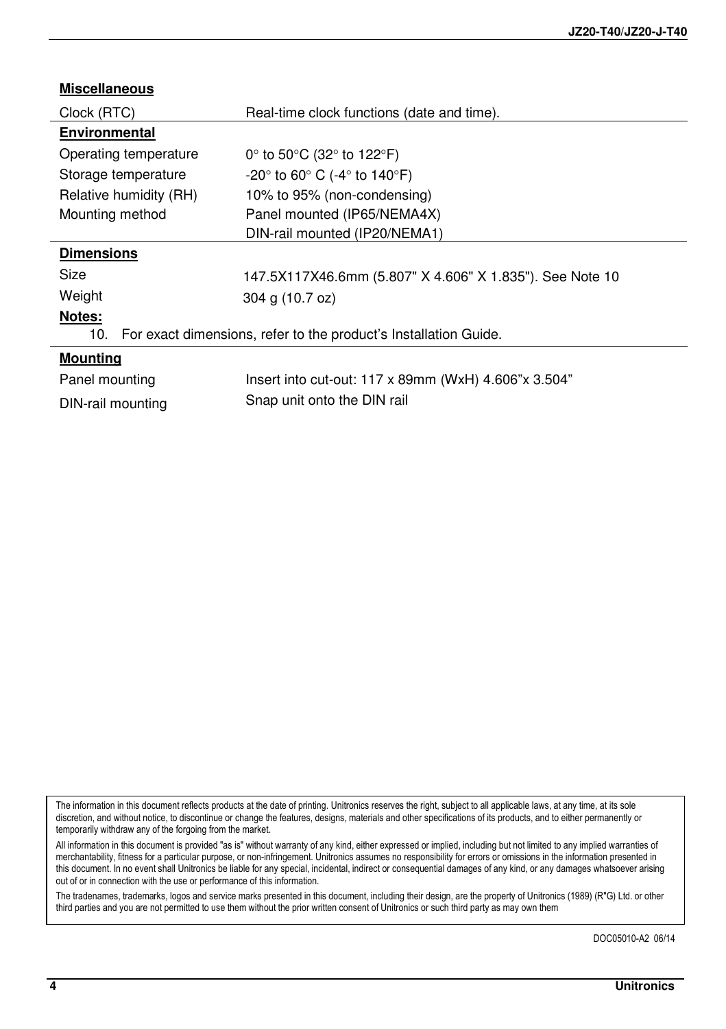**Miscellaneous**

| | |
|---|---|
| Clock (RTC) | Real-time clock functions (date and time). |

**Environmental**

| | |
|---|---|
| Operating temperature | 0° to 50°C (32° to 122°F) |
| Storage temperature | -20° to 60° C (-4° to 140°F) |
| Relative humidity (RH) | 10% to 95% (non-condensing) |
| Mounting method | Panel mounted (IP65/NEMA4X) |
| | DIN-rail mounted (IP20/NEMA1) |

**Dimensions**

| | |
|---|---|
| Size | 147.5X117X46.6mm (5.807" X 4.606" X 1.835"). See Note 10 |
| Weight | 304 g (10.7 oz) |

**Notes:**

10. For exact dimensions, refer to the product's Installation Guide.

**Mounting**

| | |
|---|---|
| Panel mounting | Insert into cut-out: 117 x 89mm (WxH) 4.606"x 3.504" |
| DIN-rail mounting | Snap unit onto the DIN rail |

The information in this document reflects products at the date of printing. Unitronics reserves the right, subject to all applicable laws, at any time, at its sole discretion, and without notice, to discontinue or change the features, designs, materials and other specifications of its products, and to either permanently or temporarily withdraw any of the forgoing from the market.

All information in this document is provided "as is" without warranty of any kind, either expressed or implied, including but not limited to any implied warranties of merchantability, fitness for a particular purpose, or non-infringement. Unitronics assumes no responsibility for errors or omissions in the information presented in this document. In no event shall Unitronics be liable for any special, incidental, indirect or consequential damages of any kind, or any damages whatsoever arising out of or in connection with the use or performance of this information.

The tradenames, trademarks, logos and service marks presented in this document, including their design, are the property of Unitronics (1989) (R"G) Ltd. or other third parties and you are not permitted to use them without the prior written consent of Unitronics or such third party as may own them

DOC05010-A2 06/14